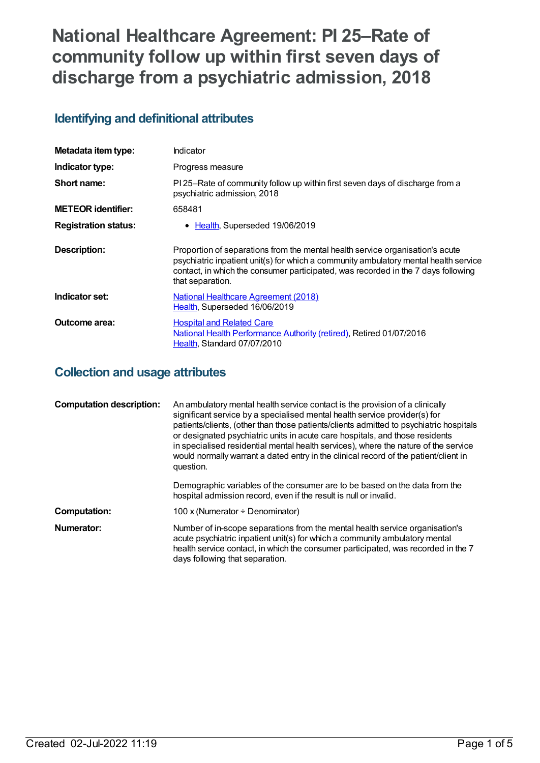# National Healthcare Agreement: PI 25–Rate of community follow up within first seven days of discharge from a psychiatric admission, 2018

## Identifying and definitional attributes

| | |
|---|---|
| **Metadata item type:** | Indicator |
| **Indicator type:** | Progress measure |
| **Short name:** | PI 25–Rate of community follow up within first seven days of discharge from a psychiatric admission, 2018 |
| **METEOR identifier:** | 658481 |
| **Registration status:** | • Health, Superseded 19/06/2019 |
| **Description:** | Proportion of separations from the mental health service organisation's acute psychiatric inpatient unit(s) for which a community ambulatory mental health service contact, in which the consumer participated, was recorded in the 7 days following that separation. |
| **Indicator set:** | National Healthcare Agreement (2018)<br>Health, Superseded 16/06/2019 |
| **Outcome area:** | Hospital and Related Care<br>National Health Performance Authority (retired), Retired 01/07/2016<br>Health, Standard 07/07/2010 |

## Collection and usage attributes

| | |
|---|---|
| **Computation description:** | An ambulatory mental health service contact is the provision of a clinically significant service by a specialised mental health service provider(s) for patients/clients, (other than those patients/clients admitted to psychiatric hospitals or designated psychiatric units in acute care hospitals, and those residents in specialised residential mental health services), where the nature of the service would normally warrant a dated entry in the clinical record of the patient/client in question.<br><br>Demographic variables of the consumer are to be based on the data from the hospital admission record, even if the result is null or invalid. |
| **Computation:** | 100 x (Numerator ÷ Denominator) |
| **Numerator:** | Number of in-scope separations from the mental health service organisation's acute psychiatric inpatient unit(s) for which a community ambulatory mental health service contact, in which the consumer participated, was recorded in the 7 days following that separation. |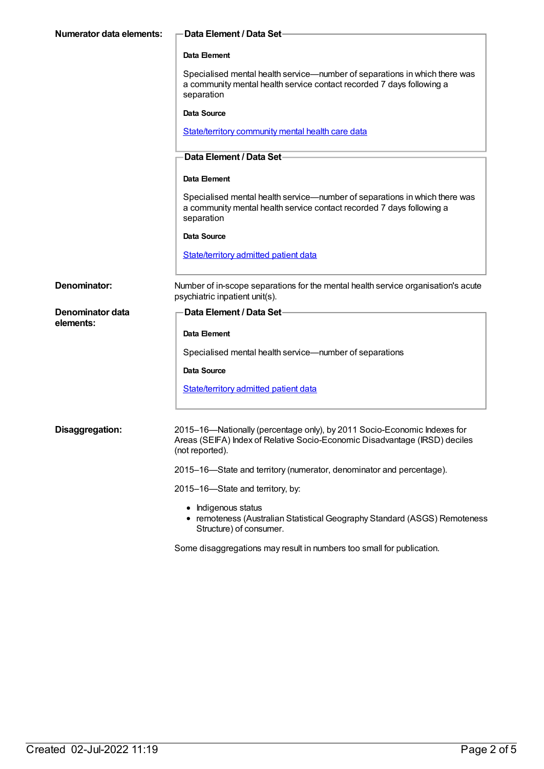**Numerator data elements:**

**Data Element / Data Set**

**Data Element**

Specialised mental health service—number of separations in which there was a community mental health service contact recorded 7 days following a separation

**Data Source**

State/territory community mental health care data

**Data Element / Data Set**

**Data Element**

Specialised mental health service—number of separations in which there was a community mental health service contact recorded 7 days following a separation

**Data Source**

State/territory admitted patient data

**Denominator:**

Number of in-scope separations for the mental health service organisation's acute psychiatric inpatient unit(s).

**Denominator data elements:**

**Data Element / Data Set**

**Data Element**

Specialised mental health service—number of separations

**Data Source**

State/territory admitted patient data

**Disaggregation:**

2015–16—Nationally (percentage only), by 2011 Socio-Economic Indexes for Areas (SEIFA) Index of Relative Socio-Economic Disadvantage (IRSD) deciles (not reported).

2015–16—State and territory (numerator, denominator and percentage).

2015–16—State and territory, by:

- Indigenous status
- remoteness (Australian Statistical Geography Standard (ASGS) Remoteness Structure) of consumer.

Some disaggregations may result in numbers too small for publication.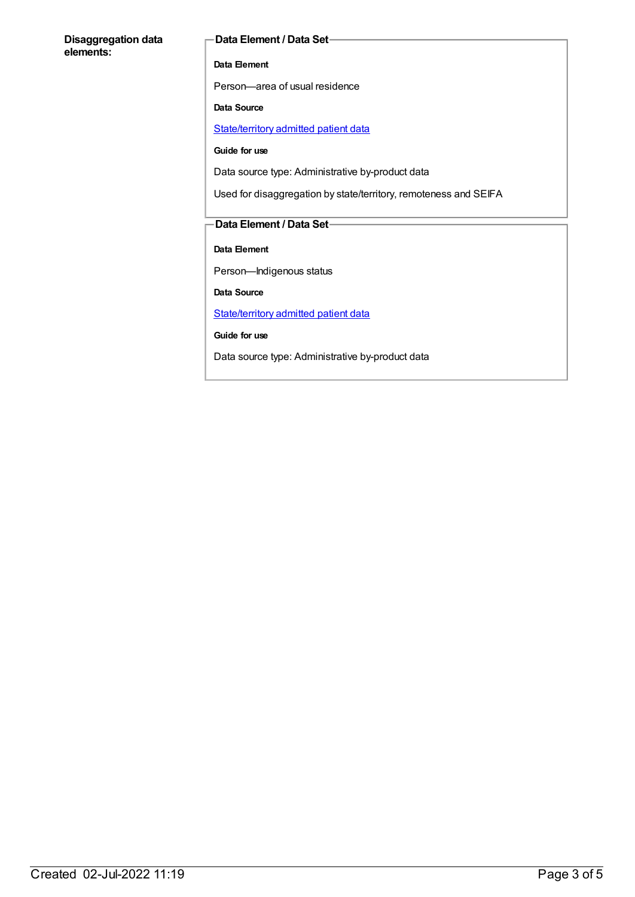**Disaggregation data elements:**

**Data Element / Data Set**

**Data Element**

Person—area of usual residence

**Data Source**

State/territory admitted patient data

**Guide for use**

Data source type: Administrative by-product data

Used for disaggregation by state/territory, remoteness and SEIFA

**Data Element / Data Set**

**Data Element**

Person—Indigenous status

**Data Source**

State/territory admitted patient data

**Guide for use**

Data source type: Administrative by-product data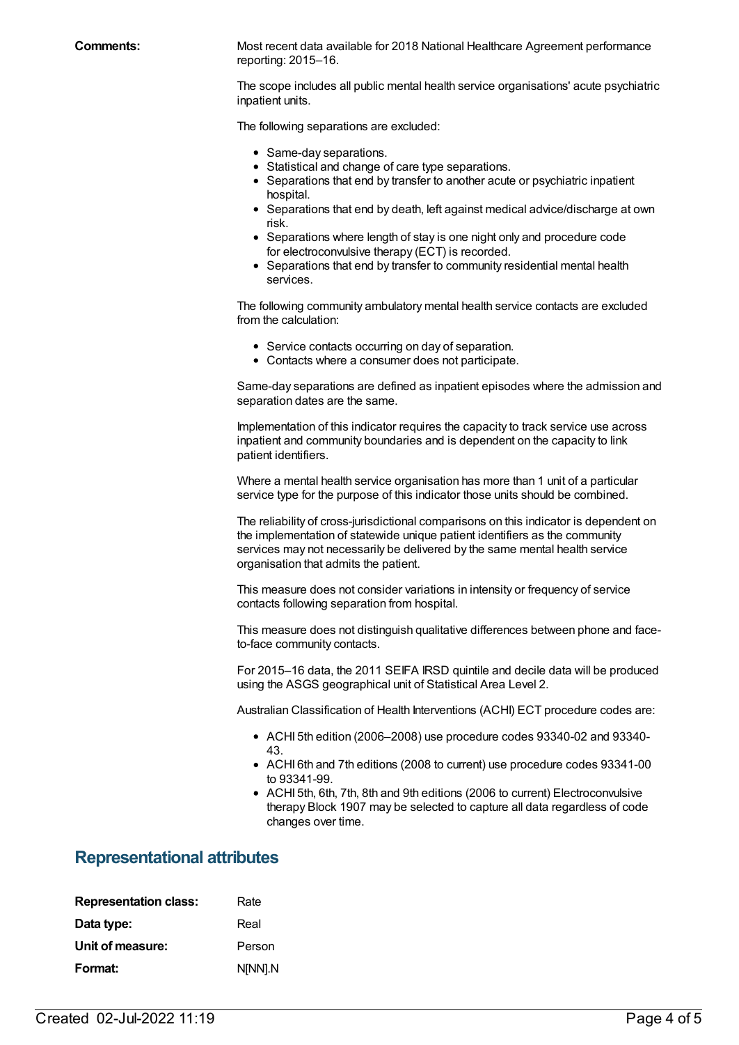**Comments:** Most recent data available for 2018 National Healthcare Agreement performance reporting: 2015–16.

The scope includes all public mental health service organisations' acute psychiatric inpatient units.

The following separations are excluded:

- Same-day separations.
- Statistical and change of care type separations.
- Separations that end by transfer to another acute or psychiatric inpatient hospital.
- Separations that end by death, left against medical advice/discharge at own risk.
- Separations where length of stay is one night only and procedure code for electroconvulsive therapy (ECT) is recorded.
- Separations that end by transfer to community residential mental health services.

The following community ambulatory mental health service contacts are excluded from the calculation:

- Service contacts occurring on day of separation.
- Contacts where a consumer does not participate.

Same-day separations are defined as inpatient episodes where the admission and separation dates are the same.

Implementation of this indicator requires the capacity to track service use across inpatient and community boundaries and is dependent on the capacity to link patient identifiers.

Where a mental health service organisation has more than 1 unit of a particular service type for the purpose of this indicator those units should be combined.

The reliability of cross-jurisdictional comparisons on this indicator is dependent on the implementation of statewide unique patient identifiers as the community services may not necessarily be delivered by the same mental health service organisation that admits the patient.

This measure does not consider variations in intensity or frequency of service contacts following separation from hospital.

This measure does not distinguish qualitative differences between phone and face-to-face community contacts.

For 2015–16 data, the 2011 SEIFA IRSD quintile and decile data will be produced using the ASGS geographical unit of Statistical Area Level 2.

Australian Classification of Health Interventions (ACHI) ECT procedure codes are:

- ACHI 5th edition (2006–2008) use procedure codes 93340-02 and 93340-43.
- ACHI 6th and 7th editions (2008 to current) use procedure codes 93341-00 to 93341-99.
- ACHI 5th, 6th, 7th, 8th and 9th editions (2006 to current) Electroconvulsive therapy Block 1907 may be selected to capture all data regardless of code changes over time.

## Representational attributes

| | |
|---|---|
| **Representation class:** | Rate |
| **Data type:** | Real |
| **Unit of measure:** | Person |
| **Format:** | N[NN].N |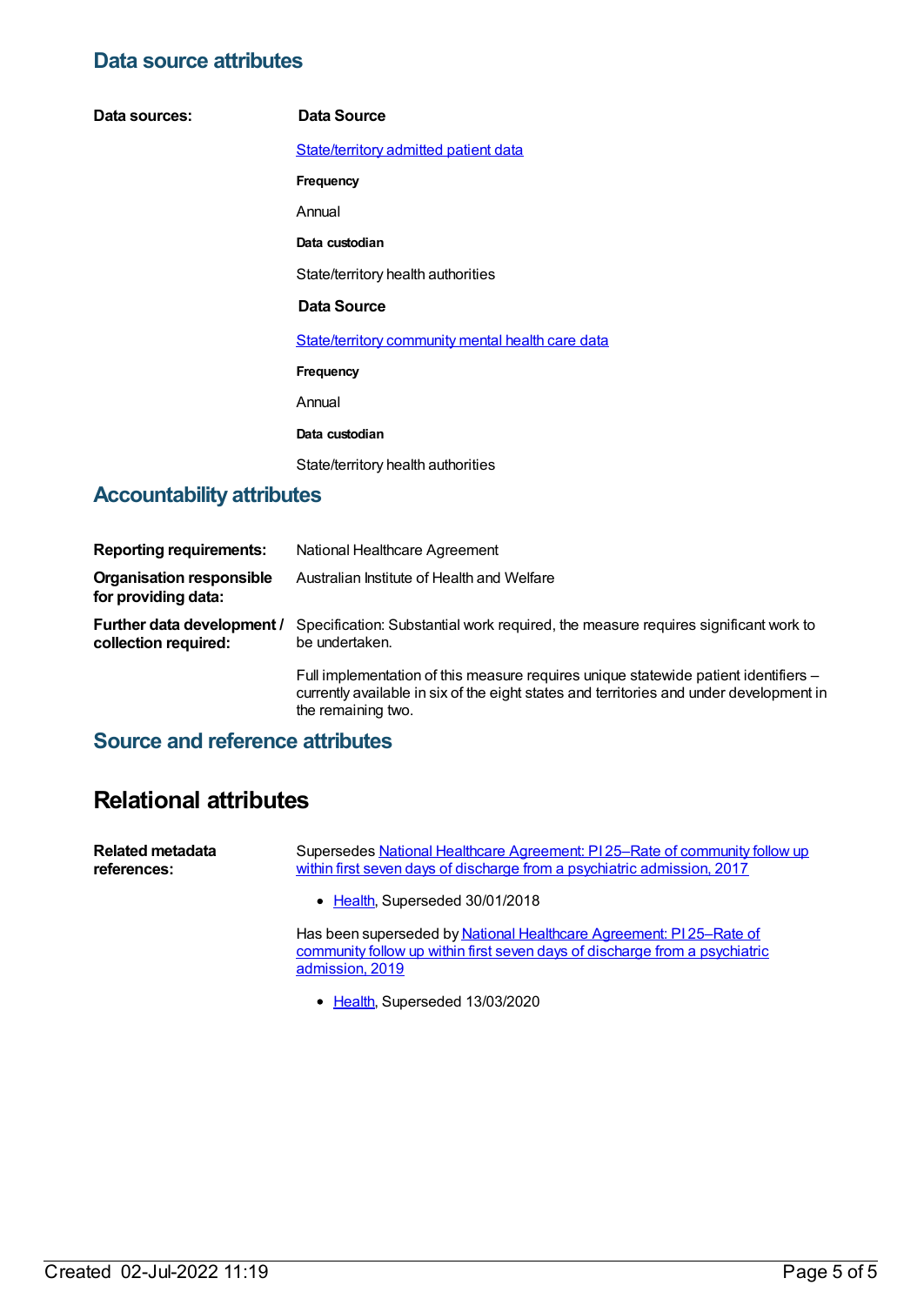## Data source attributes

**Data sources:**

**Data Source**

State/territory admitted patient data

**Frequency**

Annual

**Data custodian**

State/territory health authorities

**Data Source**

State/territory community mental health care data

**Frequency**

Annual

**Data custodian**

State/territory health authorities

## Accountability attributes

**Reporting requirements:** National Healthcare Agreement

**Organisation responsible for providing data:** Australian Institute of Health and Welfare

**Further data development / collection required:** Specification: Substantial work required, the measure requires significant work to be undertaken.

Full implementation of this measure requires unique statewide patient identifiers – currently available in six of the eight states and territories and under development in the remaining two.

## Source and reference attributes

# Relational attributes

**Related metadata references:**

Supersedes National Healthcare Agreement: PI 25–Rate of community follow up within first seven days of discharge from a psychiatric admission, 2017

- Health, Superseded 30/01/2018

Has been superseded by National Healthcare Agreement: PI 25–Rate of community follow up within first seven days of discharge from a psychiatric admission, 2019

- Health, Superseded 13/03/2020